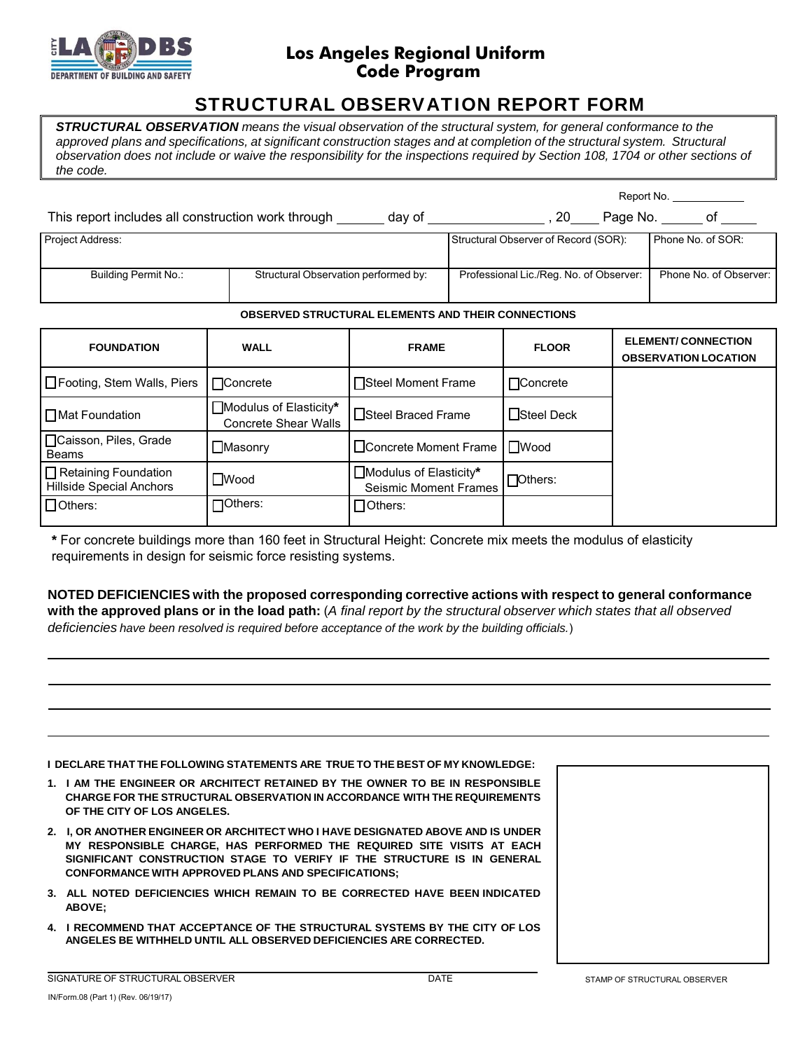# Los Angeles Regional Uniform Code Program

## STRUCTURAL OBSERVATION REPORT FORM

***STRUCTURAL OBSERVATION*** *means the visual observation of the structural system, for general conformance to the approved plans and specifications, at significant construction stages and at completion of the structural system. Structural observation does not include or waive the responsibility for the inspections required by Section 108, 1704 or other sections of the code.*

Report No. ____________

This report includes all construction work through ______ day of ______________ , 20____ Page No. ______ of _____

| Project Address: | | Structural Observer of Record (SOR): | Phone No. of SOR: |
|---|---|---|---|
| **Building Permit No.:** | **Structural Observation performed by:** | **Professional Lic./Reg. No. of Observer:** | **Phone No. of Observer:** |
| | | | |

**OBSERVED STRUCTURAL ELEMENTS AND THEIR CONNECTIONS**

| FOUNDATION | WALL | FRAME | FLOOR | ELEMENT/ CONNECTION OBSERVATION LOCATION |
|---|---|---|---|---|
| ☐ Footing, Stem Walls, Piers | ☐ Concrete | ☐ Steel Moment Frame | ☐ Concrete | |
| ☐ Mat Foundation | ☐ Modulus of Elasticity* Concrete Shear Walls | ☐ Steel Braced Frame | ☐ Steel Deck | |
| ☐ Caisson, Piles, Grade Beams | ☐ Masonry | ☐ Concrete Moment Frame | ☐ Wood | |
| ☐ Retaining Foundation Hillside Special Anchors | ☐ Wood | ☐ Modulus of Elasticity* Seismic Moment Frames | ☐ Others: | |
| ☐ Others: | ☐ Others: | ☐ Others: | | |

**\*** For concrete buildings more than 160 feet in Structural Height: Concrete mix meets the modulus of elasticity requirements in design for seismic force resisting systems.

**NOTED DEFICIENCIES with the proposed corresponding corrective actions with respect to general conformance with the approved plans or in the load path:** (*A final report by the structural observer which states that all observed deficiencies have been resolved is required before acceptance of the work by the building officials.*)

______________________________________________________________________

______________________________________________________________________

______________________________________________________________________

______________________________________________________________________

**I DECLARE THAT THE FOLLOWING STATEMENTS ARE TRUE TO THE BEST OF MY KNOWLEDGE:**

1. **I AM THE ENGINEER OR ARCHITECT RETAINED BY THE OWNER TO BE IN RESPONSIBLE CHARGE FOR THE STRUCTURAL OBSERVATION IN ACCORDANCE WITH THE REQUIREMENTS OF THE CITY OF LOS ANGELES.**
2. **I, OR ANOTHER ENGINEER OR ARCHITECT WHO I HAVE DESIGNATED ABOVE AND IS UNDER MY RESPONSIBLE CHARGE, HAS PERFORMED THE REQUIRED SITE VISITS AT EACH SIGNIFICANT CONSTRUCTION STAGE TO VERIFY IF THE STRUCTURE IS IN GENERAL CONFORMANCE WITH APPROVED PLANS AND SPECIFICATIONS;**
3. **ALL NOTED DEFICIENCIES WHICH REMAIN TO BE CORRECTED HAVE BEEN INDICATED ABOVE;**
4. **I RECOMMEND THAT ACCEPTANCE OF THE STRUCTURAL SYSTEMS BY THE CITY OF LOS ANGELES BE WITHHELD UNTIL ALL OBSERVED DEFICIENCIES ARE CORRECTED.**

SIGNATURE OF STRUCTURAL OBSERVER ______________________ DATE ____________

STAMP OF STRUCTURAL OBSERVER

IN/Form.08 (Part 1) (Rev. 06/19/17)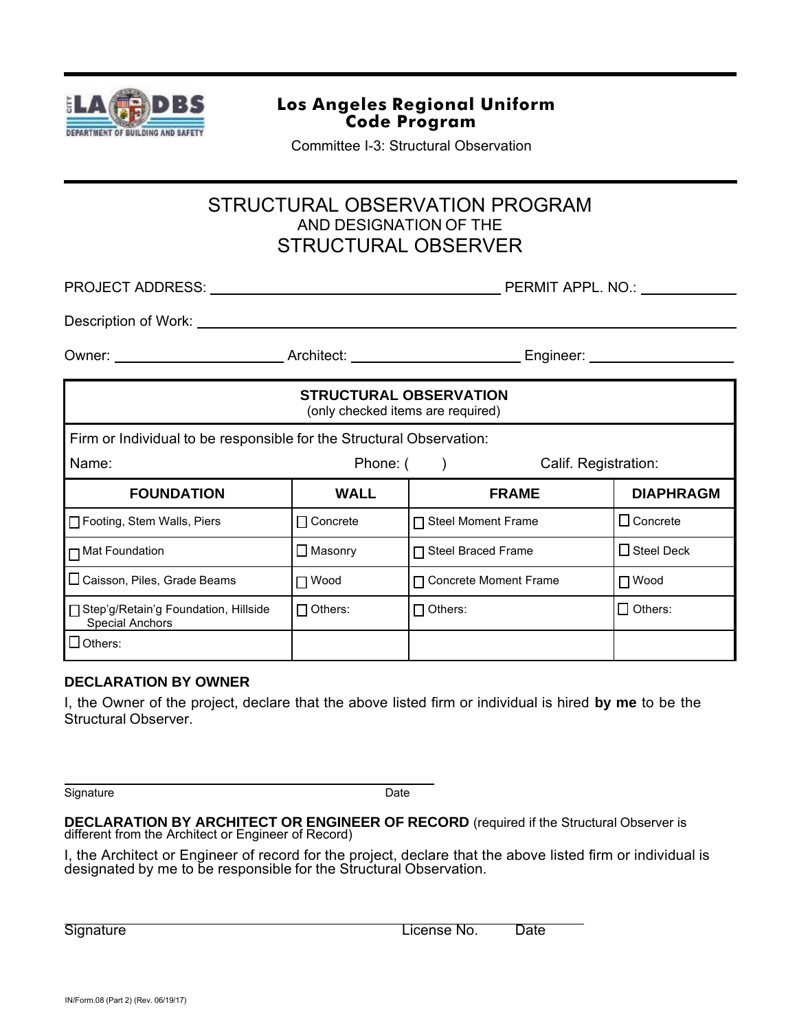**Los Angeles Regional Uniform Code Program**

Committee I-3: Structural Observation

# STRUCTURAL OBSERVATION PROGRAM

AND DESIGNATION OF THE

# STRUCTURAL OBSERVER

PROJECT ADDRESS: ____________________ PERMIT APPL. NO.: __________

Description of Work: ____________________

Owner: ______________ Architect: ______________ Engineer: ______________

**STRUCTURAL OBSERVATION**
(only checked items are required)

Firm or Individual to be responsible for the Structural Observation:

Name: Phone: ( ) Calif. Registration:

| FOUNDATION | WALL | FRAME | DIAPHRAGM |
|---|---|---|---|
| ☐ Footing, Stem Walls, Piers | ☐ Concrete | ☐ Steel Moment Frame | ☐ Concrete |
| ☐ Mat Foundation | ☐ Masonry | ☐ Steel Braced Frame | ☐ Steel Deck |
| ☐ Caisson, Piles, Grade Beams | ☐ Wood | ☐ Concrete Moment Frame | ☐ Wood |
| ☐ Step'g/Retain'g Foundation, Hillside Special Anchors | ☐ Others: | ☐ Others: | ☐ Others: |
| ☐ Others: | | | |

**DECLARATION BY OWNER**

I, the Owner of the project, declare that the above listed firm or individual is hired **by me** to be the Structural Observer.

Signature Date

**DECLARATION BY ARCHITECT OR ENGINEER OF RECORD** (required if the Structural Observer is different from the Architect or Engineer of Record)

I, the Architect or Engineer of record for the project, declare that the above listed firm or individual is designated by me to be responsible for the Structural Observation.

Signature License No. Date

IN/Form.08 (Part 2) (Rev. 06/19/17)